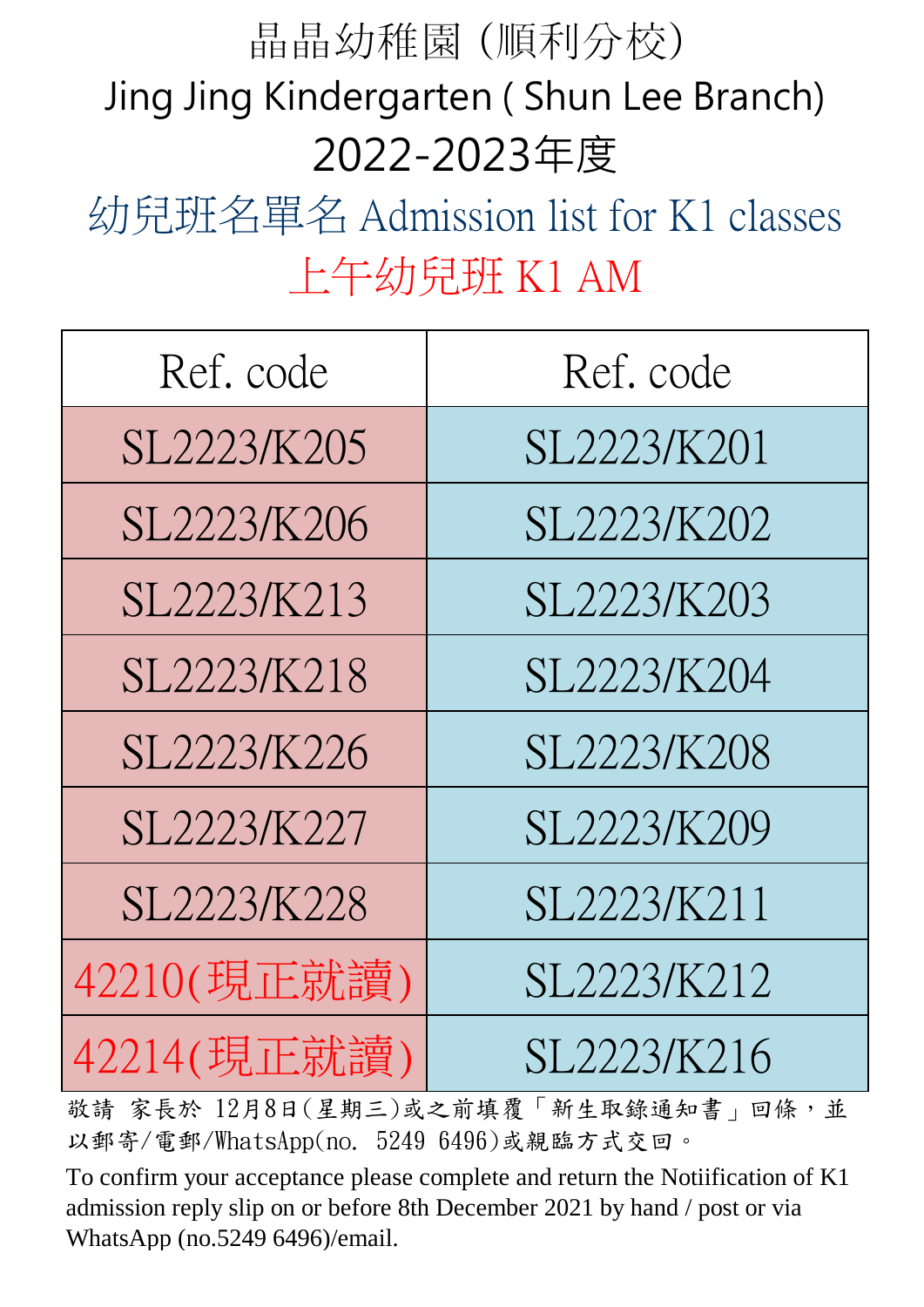# 晶晶幼稚園（順利分校）

# Jing Jing Kindergarten ( Shun Lee Branch)

## 2022-2023年度

## 幼兒班名單名 Admission list for K1 classes

## 上午幼兒班 K1 AM

| Ref. code | Ref. code |
|---|---|
| SL2223/K205 | SL2223/K201 |
| SL2223/K206 | SL2223/K202 |
| SL2223/K213 | SL2223/K203 |
| SL2223/K218 | SL2223/K204 |
| SL2223/K226 | SL2223/K208 |
| SL2223/K227 | SL2223/K209 |
| SL2223/K228 | SL2223/K211 |
| 42210(現正就讀) | SL2223/K212 |
| 42214(現正就讀) | SL2223/K216 |

敬請 家長於 12月8日(星期三)或之前填覆「新生取錄通知書」回條，並以郵寄/電郵/WhatsApp(no. 5249 6496)或親臨方式交回。

To confirm your acceptance please complete and return the Notiification of K1 admission reply slip on or before 8th December 2021 by hand / post or via WhatsApp (no.5249 6496)/email.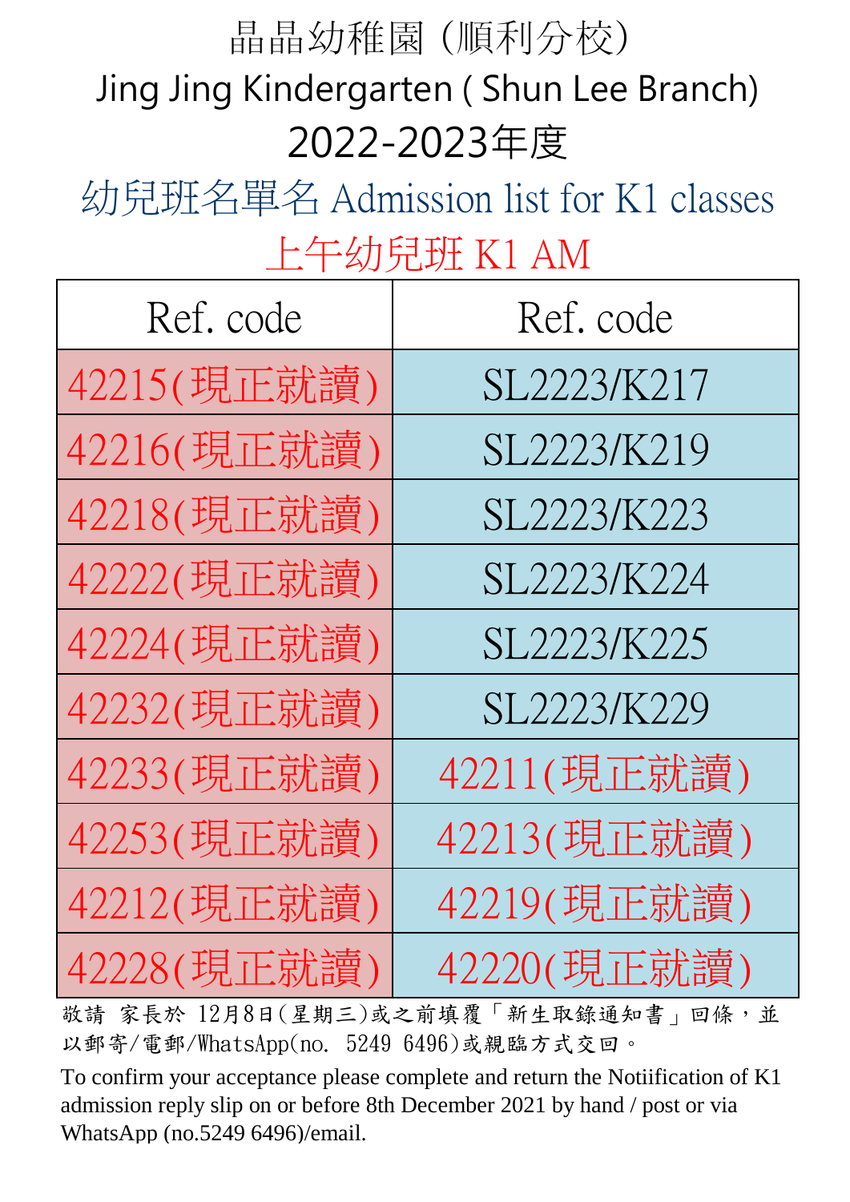# 晶晶幼稚園（順利分校）

# Jing Jing Kindergarten ( Shun Lee Branch)

# 2022-2023年度

## 幼兒班名單名 Admission list for K1 classes

## 上午幼兒班 K1 AM

| Ref. code | Ref. code |
|---|---|
| 42215(現正就讀) | SL2223/K217 |
| 42216(現正就讀) | SL2223/K219 |
| 42218(現正就讀) | SL2223/K223 |
| 42222(現正就讀) | SL2223/K224 |
| 42224(現正就讀) | SL2223/K225 |
| 42232(現正就讀) | SL2223/K229 |
| 42233(現正就讀) | 42211(現正就讀) |
| 42253(現正就讀) | 42213(現正就讀) |
| 42212(現正就讀) | 42219(現正就讀) |
| 42228(現正就讀) | 42220(現正就讀) |

敬請 家長於 12月8日(星期三)或之前填覆「新生取錄通知書」回條，並以郵寄/電郵/WhatsApp(no. 5249 6496)或親臨方式交回。

To confirm your acceptance please complete and return the Notiification of K1 admission reply slip on or before 8th December 2021 by hand / post or via WhatsApp (no.5249 6496)/email.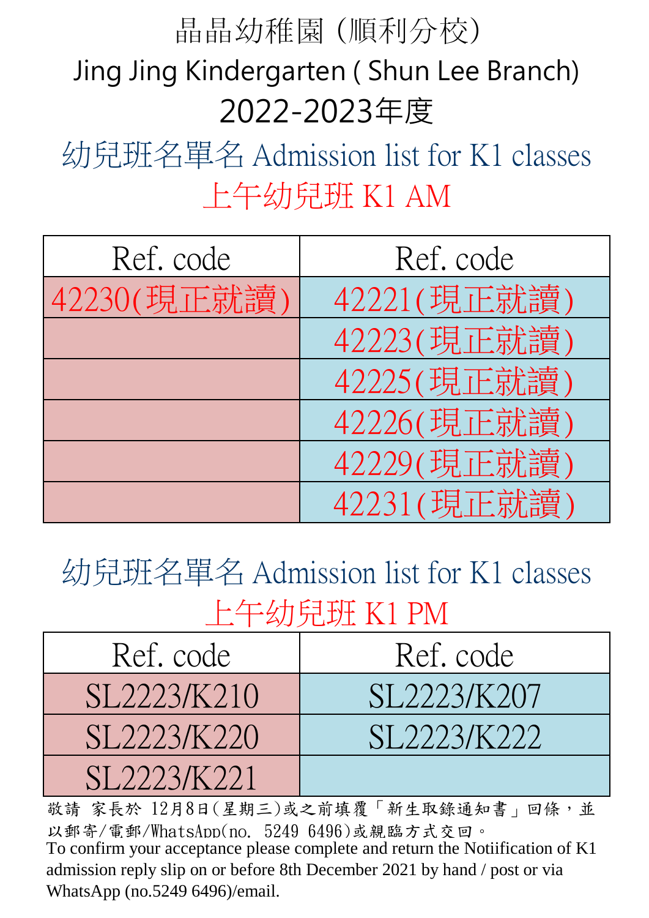# 晶晶幼稚園（順利分校）

# Jing Jing Kindergarten ( Shun Lee Branch)

# 2022-2023年度

## 幼兒班名單名 Admission list for K1 classes

## 上午幼兒班 K1 AM

| Ref. code | Ref. code |
|---|---|
| 42230(現正就讀) | 42221(現正就讀) |
| | 42223(現正就讀) |
| | 42225(現正就讀) |
| | 42226(現正就讀) |
| | 42229(現正就讀) |
| | 42231(現正就讀) |

## 幼兒班名單名 Admission list for K1 classes

## 上午幼兒班 K1 PM

| Ref. code | Ref. code |
|---|---|
| SL2223/K210 | SL2223/K207 |
| SL2223/K220 | SL2223/K222 |
| SL2223/K221 | |

敬請 家長於 12月8日(星期三)或之前填覆「新生取錄通知書」回條，並以郵寄/電郵/WhatsApp(no. 5249 6496)或親臨方式交回。

To confirm your acceptance please complete and return the Notiification of K1 admission reply slip on or before 8th December 2021 by hand / post or via WhatsApp (no.5249 6496)/email.